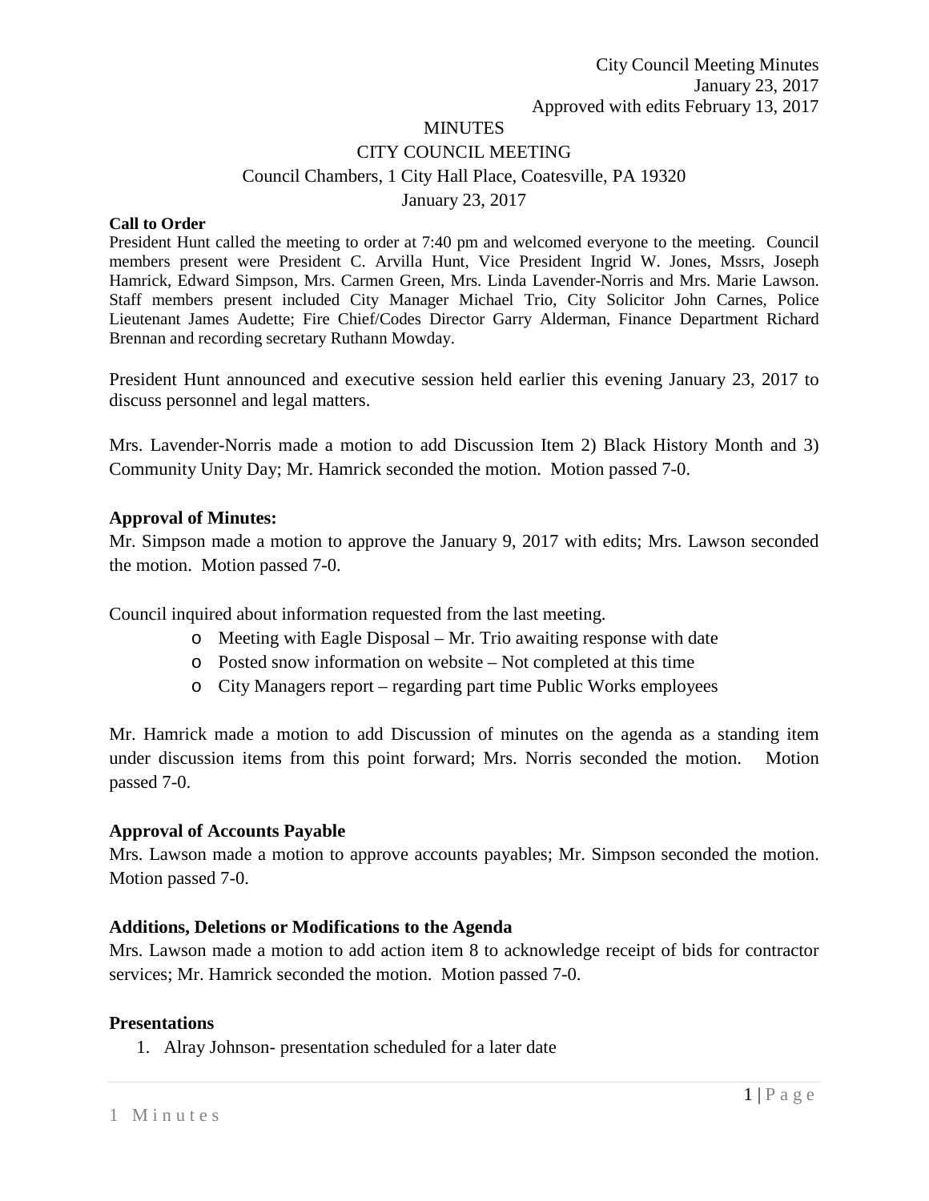City Council Meeting Minutes
January 23, 2017
Approved with edits February 13, 2017

# MINUTES

## CITY COUNCIL MEETING

Council Chambers, 1 City Hall Place, Coatesville, PA 19320

January 23, 2017

**Call to Order**

President Hunt called the meeting to order at 7:40 pm and welcomed everyone to the meeting. Council members present were President C. Arvilla Hunt, Vice President Ingrid W. Jones, Mssrs, Joseph Hamrick, Edward Simpson, Mrs. Carmen Green, Mrs. Linda Lavender-Norris and Mrs. Marie Lawson. Staff members present included City Manager Michael Trio, City Solicitor John Carnes, Police Lieutenant James Audette; Fire Chief/Codes Director Garry Alderman, Finance Department Richard Brennan and recording secretary Ruthann Mowday.

President Hunt announced and executive session held earlier this evening January 23, 2017 to discuss personnel and legal matters.

Mrs. Lavender-Norris made a motion to add Discussion Item 2) Black History Month and 3) Community Unity Day; Mr. Hamrick seconded the motion. Motion passed 7-0.

**Approval of Minutes:**

Mr. Simpson made a motion to approve the January 9, 2017 with edits; Mrs. Lawson seconded the motion. Motion passed 7-0.

Council inquired about information requested from the last meeting.

- Meeting with Eagle Disposal – Mr. Trio awaiting response with date
- Posted snow information on website – Not completed at this time
- City Managers report – regarding part time Public Works employees

Mr. Hamrick made a motion to add Discussion of minutes on the agenda as a standing item under discussion items from this point forward; Mrs. Norris seconded the motion. Motion passed 7-0.

**Approval of Accounts Payable**

Mrs. Lawson made a motion to approve accounts payables; Mr. Simpson seconded the motion. Motion passed 7-0.

**Additions, Deletions or Modifications to the Agenda**

Mrs. Lawson made a motion to add action item 8 to acknowledge receipt of bids for contractor services; Mr. Hamrick seconded the motion. Motion passed 7-0.

**Presentations**

1. Alray Johnson- presentation scheduled for a later date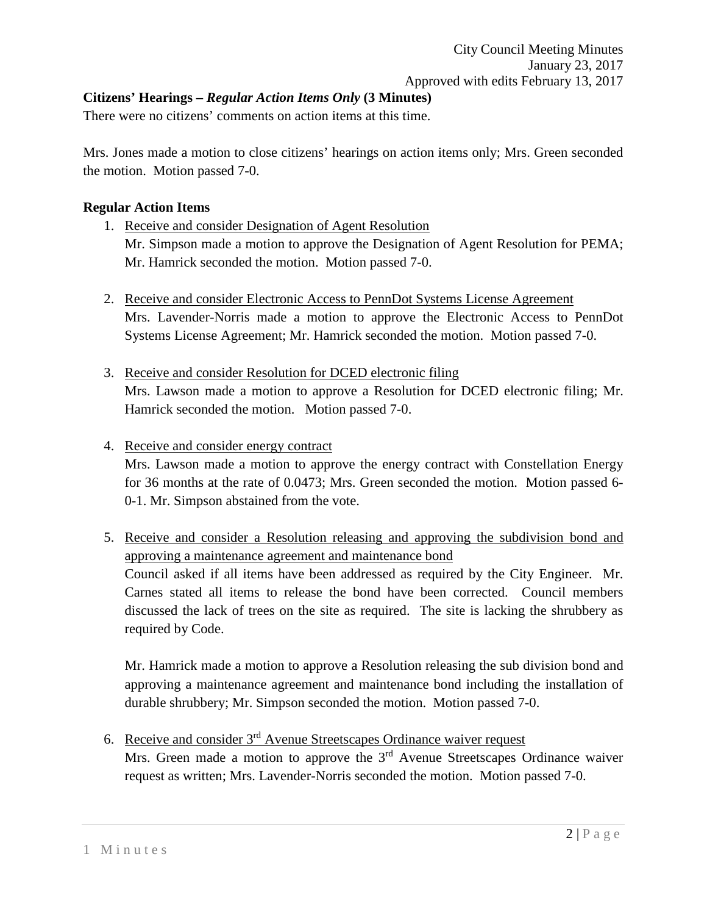**Citizens' Hearings –** ***Regular Action Items Only*** **(3 Minutes)**

There were no citizens' comments on action items at this time.

Mrs. Jones made a motion to close citizens' hearings on action items only; Mrs. Green seconded the motion. Motion passed 7-0.

**Regular Action Items**

1. Receive and consider Designation of Agent Resolution
   Mr. Simpson made a motion to approve the Designation of Agent Resolution for PEMA; Mr. Hamrick seconded the motion. Motion passed 7-0.

2. Receive and consider Electronic Access to PennDot Systems License Agreement
   Mrs. Lavender-Norris made a motion to approve the Electronic Access to PennDot Systems License Agreement; Mr. Hamrick seconded the motion. Motion passed 7-0.

3. Receive and consider Resolution for DCED electronic filing
   Mrs. Lawson made a motion to approve a Resolution for DCED electronic filing; Mr. Hamrick seconded the motion. Motion passed 7-0.

4. Receive and consider energy contract
   Mrs. Lawson made a motion to approve the energy contract with Constellation Energy for 36 months at the rate of 0.0473; Mrs. Green seconded the motion. Motion passed 6-0-1. Mr. Simpson abstained from the vote.

5. Receive and consider a Resolution releasing and approving the subdivision bond and approving a maintenance agreement and maintenance bond
   Council asked if all items have been addressed as required by the City Engineer. Mr. Carnes stated all items to release the bond have been corrected. Council members discussed the lack of trees on the site as required. The site is lacking the shrubbery as required by Code.

   Mr. Hamrick made a motion to approve a Resolution releasing the sub division bond and approving a maintenance agreement and maintenance bond including the installation of durable shrubbery; Mr. Simpson seconded the motion. Motion passed 7-0.

6. Receive and consider 3rd Avenue Streetscapes Ordinance waiver request
   Mrs. Green made a motion to approve the 3rd Avenue Streetscapes Ordinance waiver request as written; Mrs. Lavender-Norris seconded the motion. Motion passed 7-0.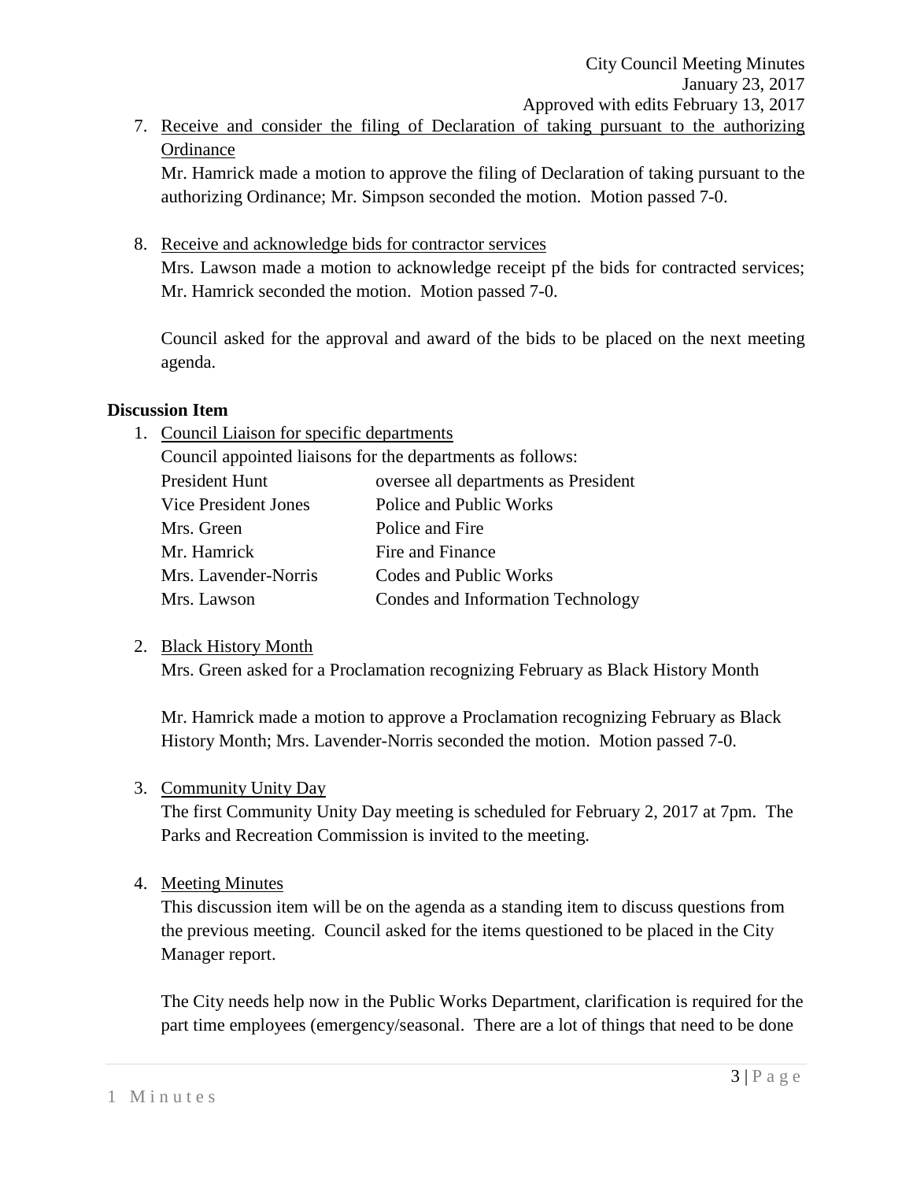7. Receive and consider the filing of Declaration of taking pursuant to the authorizing Ordinance
   Mr. Hamrick made a motion to approve the filing of Declaration of taking pursuant to the authorizing Ordinance; Mr. Simpson seconded the motion. Motion passed 7-0.

8. Receive and acknowledge bids for contractor services
   Mrs. Lawson made a motion to acknowledge receipt pf the bids for contracted services; Mr. Hamrick seconded the motion. Motion passed 7-0.

   Council asked for the approval and award of the bids to be placed on the next meeting agenda.

**Discussion Item**

1. Council Liaison for specific departments
   Council appointed liaisons for the departments as follows:

| | |
|---|---|
| President Hunt | oversee all departments as President |
| Vice President Jones | Police and Public Works |
| Mrs. Green | Police and Fire |
| Mr. Hamrick | Fire and Finance |
| Mrs. Lavender-Norris | Codes and Public Works |
| Mrs. Lawson | Condes and Information Technology |

2. Black History Month
   Mrs. Green asked for a Proclamation recognizing February as Black History Month

   Mr. Hamrick made a motion to approve a Proclamation recognizing February as Black History Month; Mrs. Lavender-Norris seconded the motion. Motion passed 7-0.

3. Community Unity Day
   The first Community Unity Day meeting is scheduled for February 2, 2017 at 7pm. The Parks and Recreation Commission is invited to the meeting.

4. Meeting Minutes
   This discussion item will be on the agenda as a standing item to discuss questions from the previous meeting. Council asked for the items questioned to be placed in the City Manager report.

   The City needs help now in the Public Works Department, clarification is required for the part time employees (emergency/seasonal. There are a lot of things that need to be done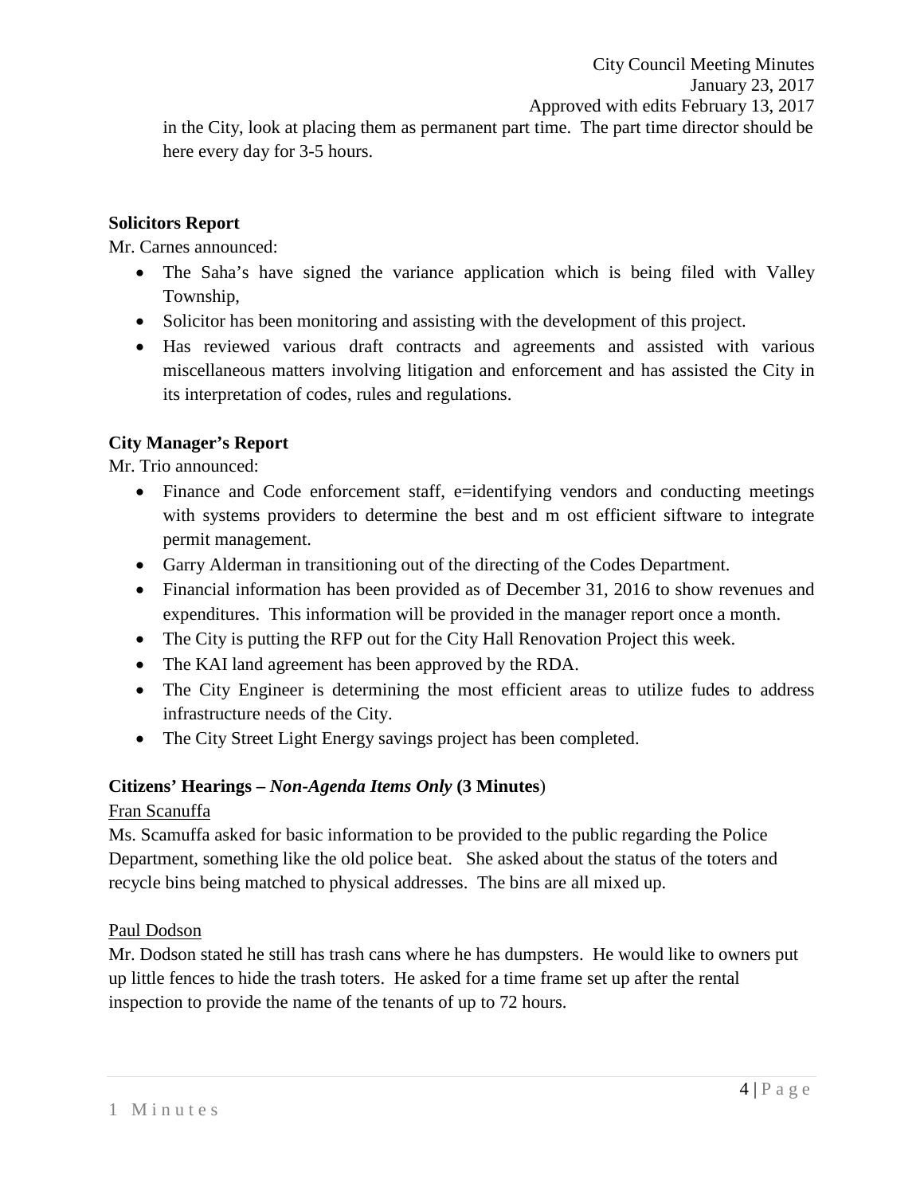in the City, look at placing them as permanent part time. The part time director should be here every day for 3-5 hours.

**Solicitors Report**

Mr. Carnes announced:

- The Saha's have signed the variance application which is being filed with Valley Township,
- Solicitor has been monitoring and assisting with the development of this project.
- Has reviewed various draft contracts and agreements and assisted with various miscellaneous matters involving litigation and enforcement and has assisted the City in its interpretation of codes, rules and regulations.

**City Manager's Report**

Mr. Trio announced:

- Finance and Code enforcement staff, e=identifying vendors and conducting meetings with systems providers to determine the best and m ost efficient siftware to integrate permit management.
- Garry Alderman in transitioning out of the directing of the Codes Department.
- Financial information has been provided as of December 31, 2016 to show revenues and expenditures. This information will be provided in the manager report once a month.
- The City is putting the RFP out for the City Hall Renovation Project this week.
- The KAI land agreement has been approved by the RDA.
- The City Engineer is determining the most efficient areas to utilize fudes to address infrastructure needs of the City.
- The City Street Light Energy savings project has been completed.

**Citizens' Hearings – *Non-Agenda Items Only* (3 Minutes**)

Fran Scanuffa

Ms. Scamuffa asked for basic information to be provided to the public regarding the Police Department, something like the old police beat. She asked about the status of the toters and recycle bins being matched to physical addresses. The bins are all mixed up.

Paul Dodson

Mr. Dodson stated he still has trash cans where he has dumpsters. He would like to owners put up little fences to hide the trash toters. He asked for a time frame set up after the rental inspection to provide the name of the tenants of up to 72 hours.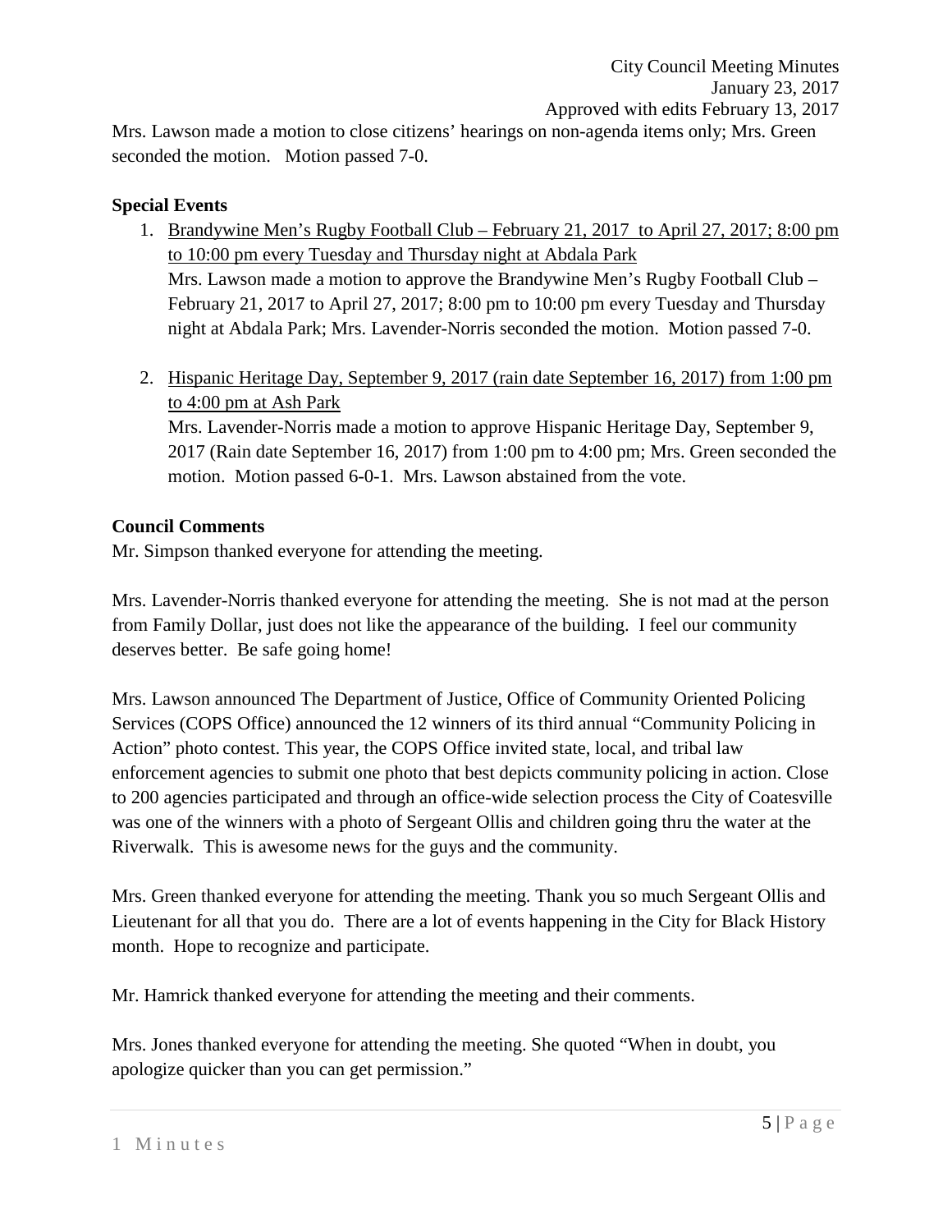Mrs. Lawson made a motion to close citizens' hearings on non-agenda items only; Mrs. Green seconded the motion. Motion passed 7-0.

**Special Events**

1. Brandywine Men's Rugby Football Club – February 21, 2017 to April 27, 2017; 8:00 pm to 10:00 pm every Tuesday and Thursday night at Abdala Park
   Mrs. Lawson made a motion to approve the Brandywine Men's Rugby Football Club – February 21, 2017 to April 27, 2017; 8:00 pm to 10:00 pm every Tuesday and Thursday night at Abdala Park; Mrs. Lavender-Norris seconded the motion. Motion passed 7-0.

2. Hispanic Heritage Day, September 9, 2017 (rain date September 16, 2017) from 1:00 pm to 4:00 pm at Ash Park
   Mrs. Lavender-Norris made a motion to approve Hispanic Heritage Day, September 9, 2017 (Rain date September 16, 2017) from 1:00 pm to 4:00 pm; Mrs. Green seconded the motion. Motion passed 6-0-1. Mrs. Lawson abstained from the vote.

**Council Comments**

Mr. Simpson thanked everyone for attending the meeting.

Mrs. Lavender-Norris thanked everyone for attending the meeting. She is not mad at the person from Family Dollar, just does not like the appearance of the building. I feel our community deserves better. Be safe going home!

Mrs. Lawson announced The Department of Justice, Office of Community Oriented Policing Services (COPS Office) announced the 12 winners of its third annual "Community Policing in Action" photo contest. This year, the COPS Office invited state, local, and tribal law enforcement agencies to submit one photo that best depicts community policing in action. Close to 200 agencies participated and through an office-wide selection process the City of Coatesville was one of the winners with a photo of Sergeant Ollis and children going thru the water at the Riverwalk. This is awesome news for the guys and the community.

Mrs. Green thanked everyone for attending the meeting. Thank you so much Sergeant Ollis and Lieutenant for all that you do. There are a lot of events happening in the City for Black History month. Hope to recognize and participate.

Mr. Hamrick thanked everyone for attending the meeting and their comments.

Mrs. Jones thanked everyone for attending the meeting. She quoted "When in doubt, you apologize quicker than you can get permission."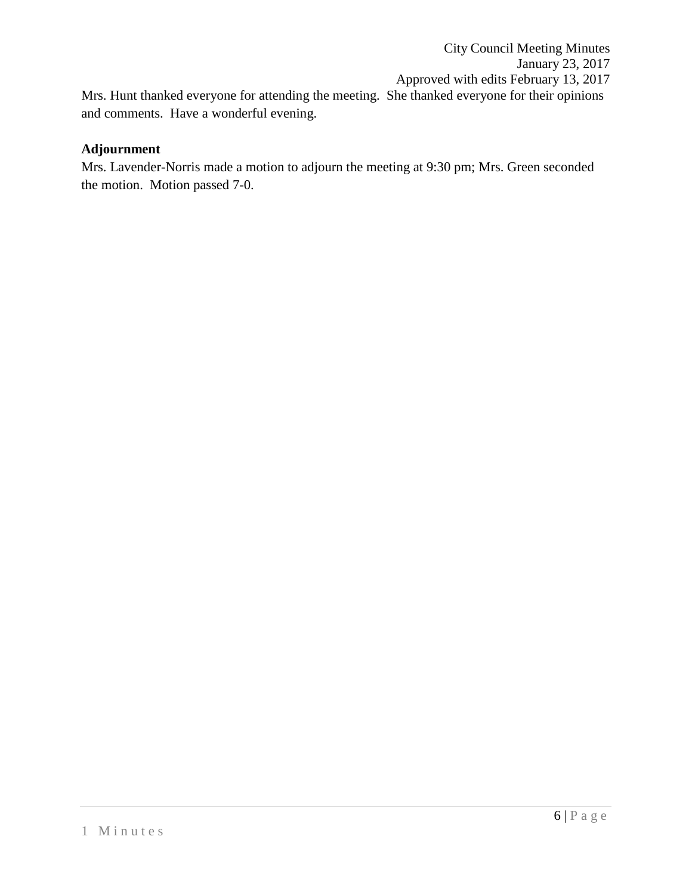Mrs. Hunt thanked everyone for attending the meeting. She thanked everyone for their opinions and comments. Have a wonderful evening.

**Adjournment**

Mrs. Lavender-Norris made a motion to adjourn the meeting at 9:30 pm; Mrs. Green seconded the motion. Motion passed 7-0.